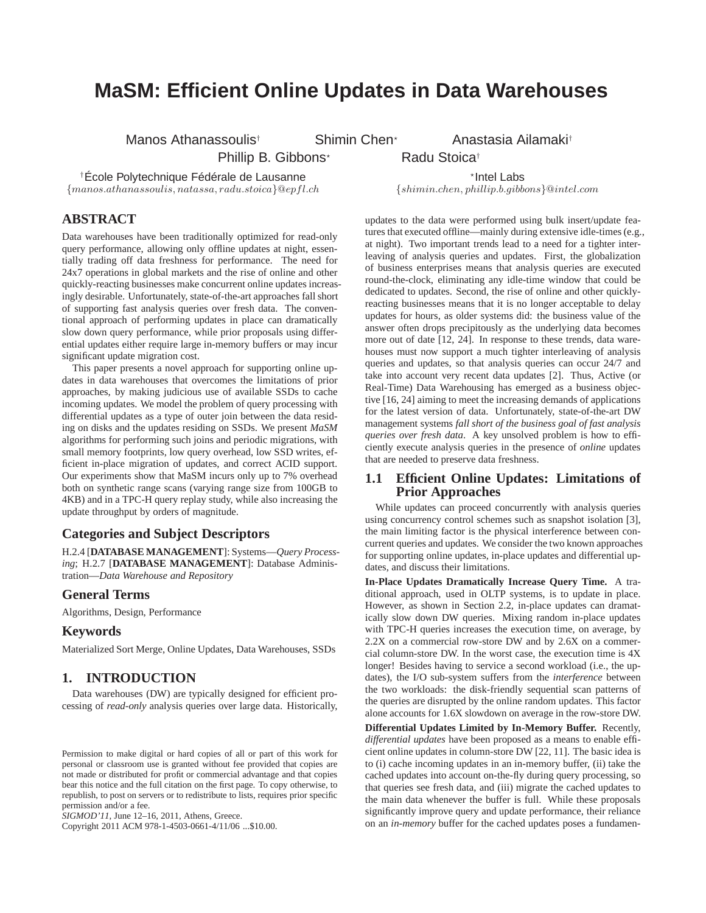# MaSM: Efficient Online Updates in Data Warehouses

Manos Athanassoulis[†] Shimin Chen[⋆] Anastasia Ailamaki[†]
Phillip B. Gibbons[⋆] Radu Stoica[†]

[†]École Polytechnique Fédérale de Lausanne
{manos.athanassoulis, natassa, radu.stoica}@epfl.ch

[⋆]Intel Labs
{shimin.chen, phillip.b.gibbons}@intel.com

## ABSTRACT

Data warehouses have been traditionally optimized for read-only query performance, allowing only offline updates at night, essentially trading off data freshness for performance. The need for 24x7 operations in global markets and the rise of online and other quickly-reacting businesses make concurrent online updates increasingly desirable. Unfortunately, state-of-the-art approaches fall short of supporting fast analysis queries over fresh data. The conventional approach of performing updates in place can dramatically slow down query performance, while prior proposals using differential updates either require large in-memory buffers or may incur significant update migration cost.

This paper presents a novel approach for supporting online updates in data warehouses that overcomes the limitations of prior approaches, by making judicious use of available SSDs to cache incoming updates. We model the problem of query processing with differential updates as a type of outer join between the data residing on disks and the updates residing on SSDs. We present *MaSM* algorithms for performing such joins and periodic migrations, with small memory footprints, low query overhead, low SSD writes, efficient in-place migration of updates, and correct ACID support. Our experiments show that MaSM incurs only up to 7% overhead both on synthetic range scans (varying range size from 100GB to 4KB) and in a TPC-H query replay study, while also increasing the update throughput by orders of magnitude.

## Categories and Subject Descriptors

H.2.4 [**DATABASE MANAGEMENT**]: Systems—*Query Processing*; H.2.7 [**DATABASE MANAGEMENT**]: Database Administration—*Data Warehouse and Repository*

## General Terms

Algorithms, Design, Performance

## Keywords

Materialized Sort Merge, Online Updates, Data Warehouses, SSDs

## 1. INTRODUCTION

Data warehouses (DW) are typically designed for efficient processing of *read-only* analysis queries over large data. Historically, updates to the data were performed using bulk insert/update features that executed offline—mainly during extensive idle-times (e.g., at night). Two important trends lead to a need for a tighter interleaving of analysis queries and updates. First, the globalization of business enterprises means that analysis queries are executed round-the-clock, eliminating any idle-time window that could be dedicated to updates. Second, the rise of online and other quickly-reacting businesses means that it is no longer acceptable to delay updates for hours, as older systems did: the business value of the answer often drops precipitously as the underlying data becomes more out of date [12, 24]. In response to these trends, data warehouses must now support a much tighter interleaving of analysis queries and updates, so that analysis queries can occur 24/7 and take into account very recent data updates [2]. Thus, Active (or Real-Time) Data Warehousing has emerged as a business objective [16, 24] aiming to meet the increasing demands of applications for the latest version of data. Unfortunately, state-of-the-art DW management systems *fall short of the business goal of fast analysis queries over fresh data*. A key unsolved problem is how to efficiently execute analysis queries in the presence of *online* updates that are needed to preserve data freshness.

### 1.1 Efficient Online Updates: Limitations of Prior Approaches

While updates can proceed concurrently with analysis queries using concurrency control schemes such as snapshot isolation [3], the main limiting factor is the physical interference between concurrent queries and updates. We consider the two known approaches for supporting online updates, in-place updates and differential updates, and discuss their limitations.

**In-Place Updates Dramatically Increase Query Time.** A traditional approach, used in OLTP systems, is to update in place. However, as shown in Section 2.2, in-place updates can dramatically slow down DW queries. Mixing random in-place updates with TPC-H queries increases the execution time, on average, by 2.2X on a commercial row-store DW and by 2.6X on a commercial column-store DW. In the worst case, the execution time is 4X longer! Besides having to service a second workload (i.e., the updates), the I/O sub-system suffers from the *interference* between the two workloads: the disk-friendly sequential scan patterns of the queries are disrupted by the online random updates. This factor alone accounts for 1.6X slowdown on average in the row-store DW.

**Differential Updates Limited by In-Memory Buffer.** Recently, *differential updates* have been proposed as a means to enable efficient online updates in column-store DW [22, 11]. The basic idea is to (i) cache incoming updates in an in-memory buffer, (ii) take the cached updates into account on-the-fly during query processing, so that queries see fresh data, and (iii) migrate the cached updates to the main data whenever the buffer is full. While these proposals significantly improve query and update performance, their reliance on an *in-memory* buffer for the cached updates poses a fundamen-

Permission to make digital or hard copies of all or part of this work for personal or classroom use is granted without fee provided that copies are not made or distributed for profit or commercial advantage and that copies bear this notice and the full citation on the first page. To copy otherwise, to republish, to post on servers or to redistribute to lists, requires prior specific permission and/or a fee.
*SIGMOD'11*, June 12–16, 2011, Athens, Greece.
Copyright 2011 ACM 978-1-4503-0661-4/11/06 ...$10.00.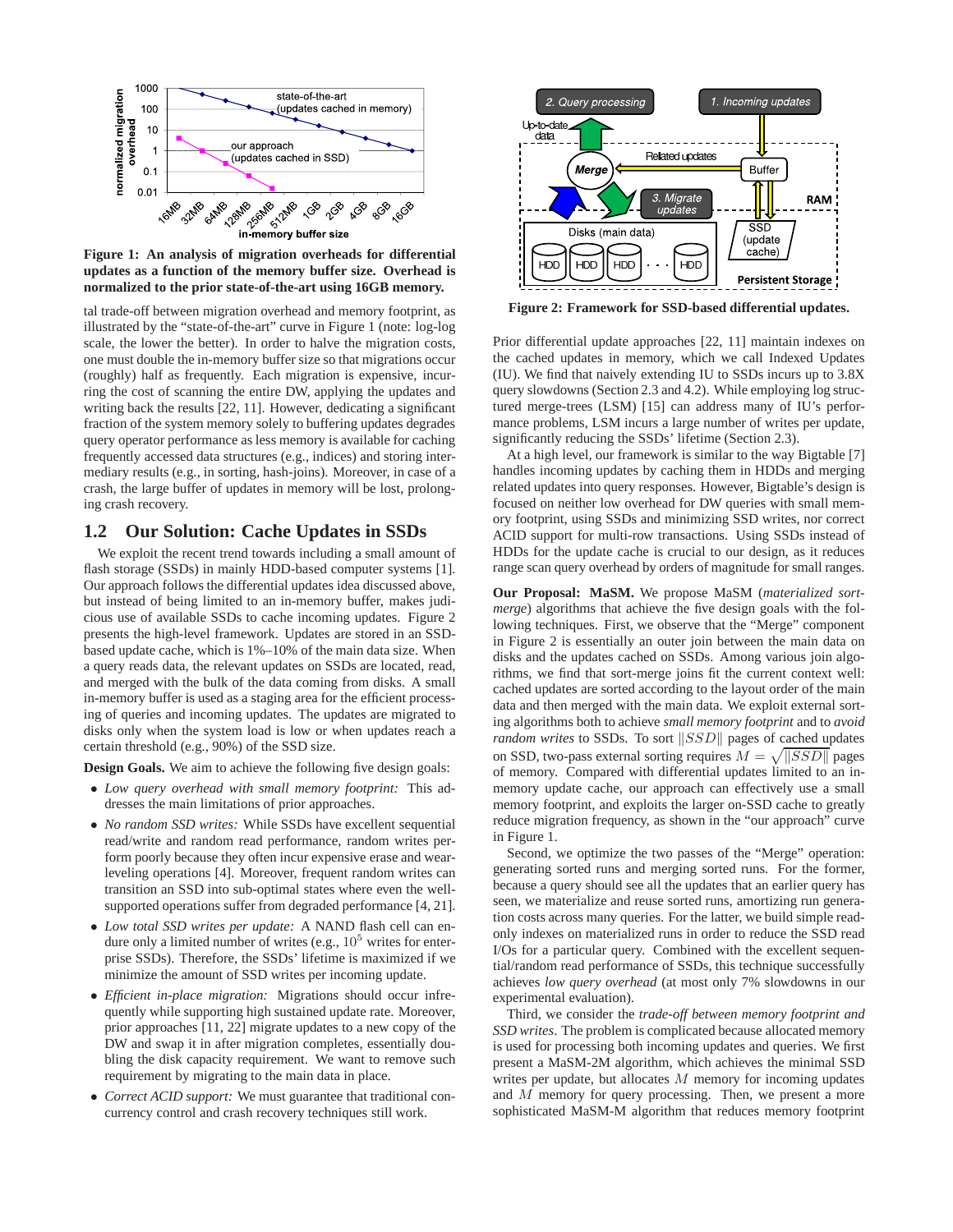Figure 1: An analysis of migration overheads for differential updates as a function of the memory buffer size. Overhead is normalized to the prior state-of-the-art using 16GB memory.

tal trade-off between migration overhead and memory footprint, as illustrated by the "state-of-the-art" curve in Figure 1 (note: log-log scale, the lower the better). In order to halve the migration costs, one must double the in-memory buffer size so that migrations occur (roughly) half as frequently. Each migration is expensive, incurring the cost of scanning the entire DW, applying the updates and writing back the results [22, 11]. However, dedicating a significant fraction of the system memory solely to buffering updates degrades query operator performance as less memory is available for caching frequently accessed data structures (e.g., indices) and storing intermediary results (e.g., in sorting, hash-joins). Moreover, in case of a crash, the large buffer of updates in memory will be lost, prolonging crash recovery.

## 1.2 Our Solution: Cache Updates in SSDs

We exploit the recent trend towards including a small amount of flash storage (SSDs) in mainly HDD-based computer systems [1]. Our approach follows the differential updates idea discussed above, but instead of being limited to an in-memory buffer, makes judicious use of available SSDs to cache incoming updates. Figure 2 presents the high-level framework. Updates are stored in an SSD-based update cache, which is 1%–10% of the main data size. When a query reads data, the relevant updates on SSDs are located, read, and merged with the bulk of the data coming from disks. A small in-memory buffer is used as a staging area for the efficient processing of queries and incoming updates. The updates are migrated to disks only when the system load is low or when updates reach a certain threshold (e.g., 90%) of the SSD size.

**Design Goals.** We aim to achieve the following five design goals:

- *Low query overhead with small memory footprint:* This addresses the main limitations of prior approaches.
- *No random SSD writes:* While SSDs have excellent sequential read/write and random read performance, random writes perform poorly because they often incur expensive erase and wear-leveling operations [4]. Moreover, frequent random writes can transition an SSD into sub-optimal states where even the well-supported operations suffer from degraded performance [4, 21].
- *Low total SSD writes per update:* A NAND flash cell can endure only a limited number of writes (e.g., $10^5$ writes for enterprise SSDs). Therefore, the SSDs' lifetime is maximized if we minimize the amount of SSD writes per incoming update.
- *Efficient in-place migration:* Migrations should occur infrequently while supporting high sustained update rate. Moreover, prior approaches [11, 22] migrate updates to a new copy of the DW and swap it in after migration completes, essentially doubling the disk capacity requirement. We want to remove such requirement by migrating to the main data in place.
- *Correct ACID support:* We must guarantee that traditional concurrency control and crash recovery techniques still work.

Figure 2: Framework for SSD-based differential updates.

Prior differential update approaches [22, 11] maintain indexes on the cached updates in memory, which we call Indexed Updates (IU). We find that naively extending IU to SSDs incurs up to 3.8X query slowdowns (Section 2.3 and 4.2). While employing log structured merge-trees (LSM) [15] can address many of IU's performance problems, LSM incurs a large number of writes per update, significantly reducing the SSDs' lifetime (Section 2.3).

At a high level, our framework is similar to the way Bigtable [7] handles incoming updates by caching them in HDDs and merging related updates into query responses. However, Bigtable's design is focused on neither low overhead for DW queries with small memory footprint, using SSDs and minimizing SSD writes, nor correct ACID support for multi-row transactions. Using SSDs instead of HDDs for the update cache is crucial to our design, as it reduces range scan query overhead by orders of magnitude for small ranges.

**Our Proposal: MaSM.** We propose MaSM (*materialized sort-merge*) algorithms that achieve the five design goals with the following techniques. First, we observe that the "Merge" component in Figure 2 is essentially an outer join between the main data on disks and the updates cached on SSDs. Among various join algorithms, we find that sort-merge joins fit the current context well: cached updates are sorted according to the layout order of the main data and then merged with the main data. We exploit external sorting algorithms both to achieve *small memory footprint* and to *avoid random writes* to SSDs. To sort $\|SSD\|$ pages of cached updates on SSD, two-pass external sorting requires $M = \sqrt{\|SSD\|}$ pages of memory. Compared with differential updates limited to an in-memory update cache, our approach can effectively use a small memory footprint, and exploits the larger on-SSD cache to greatly reduce migration frequency, as shown in the "our approach" curve in Figure 1.

Second, we optimize the two passes of the "Merge" operation: generating sorted runs and merging sorted runs. For the former, because a query should see all the updates that an earlier query has seen, we materialize and reuse sorted runs, amortizing run generation costs across many queries. For the latter, we build simple read-only indexes on materialized runs in order to reduce the SSD read I/Os for a particular query. Combined with the excellent sequential/random read performance of SSDs, this technique successfully achieves *low query overhead* (at most only 7% slowdowns in our experimental evaluation).

Third, we consider the *trade-off between memory footprint and SSD writes*. The problem is complicated because allocated memory is used for processing both incoming updates and queries. We first present a MaSM-2M algorithm, which achieves the minimal SSD writes per update, but allocates $M$ memory for incoming updates and $M$ memory for query processing. Then, we present a more sophisticated MaSM-M algorithm that reduces memory footprint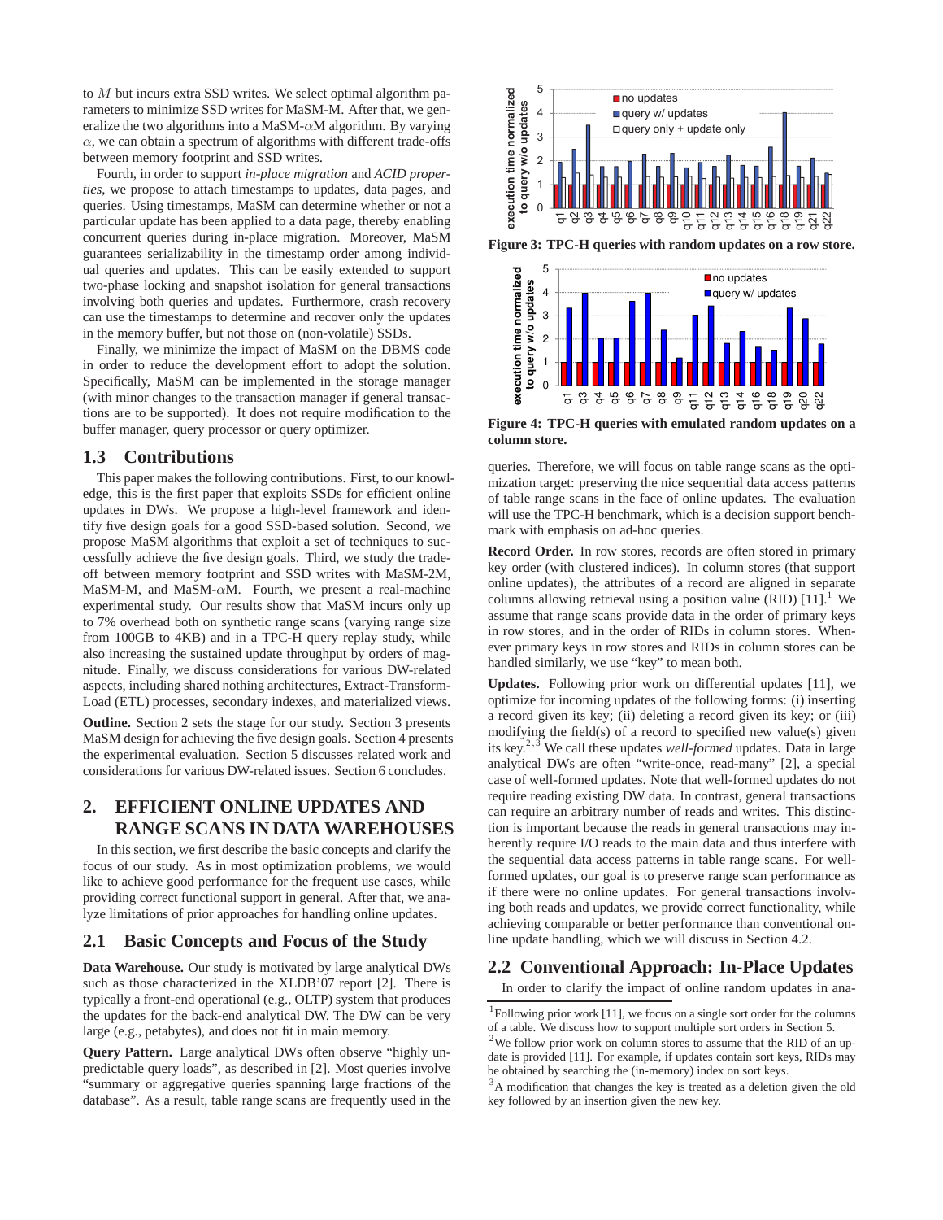to $M$ but incurs extra SSD writes. We select optimal algorithm parameters to minimize SSD writes for MaSM-M. After that, we generalize the two algorithms into a MaSM-$\alpha$M algorithm. By varying $\alpha$, we can obtain a spectrum of algorithms with different trade-offs between memory footprint and SSD writes.

Fourth, in order to support *in-place migration* and *ACID properties*, we propose to attach timestamps to updates, data pages, and queries. Using timestamps, MaSM can determine whether or not a particular update has been applied to a data page, thereby enabling concurrent queries during in-place migration. Moreover, MaSM guarantees serializability in the timestamp order among individual queries and updates. This can be easily extended to support two-phase locking and snapshot isolation for general transactions involving both queries and updates. Furthermore, crash recovery can use the timestamps to determine and recover only the updates in the memory buffer, but not those on (non-volatile) SSDs.

Finally, we minimize the impact of MaSM on the DBMS code in order to reduce the development effort to adopt the solution. Specifically, MaSM can be implemented in the storage manager (with minor changes to the transaction manager if general transactions are to be supported). It does not require modification to the buffer manager, query processor or query optimizer.

### 1.3 Contributions

This paper makes the following contributions. First, to our knowledge, this is the first paper that exploits SSDs for efficient online updates in DWs. We propose a high-level framework and identify five design goals for a good SSD-based solution. Second, we propose MaSM algorithms that exploit a set of techniques to successfully achieve the five design goals. Third, we study the tradeoff between memory footprint and SSD writes with MaSM-2M, MaSM-M, and MaSM-$\alpha$M. Fourth, we present a real-machine experimental study. Our results show that MaSM incurs only up to 7% overhead both on synthetic range scans (varying range size from 100GB to 4KB) and in a TPC-H query replay study, while also increasing the sustained update throughput by orders of magnitude. Finally, we discuss considerations for various DW-related aspects, including shared nothing architectures, Extract-Transform-Load (ETL) processes, secondary indexes, and materialized views.

**Outline.** Section 2 sets the stage for our study. Section 3 presents MaSM design for achieving the five design goals. Section 4 presents the experimental evaluation. Section 5 discusses related work and considerations for various DW-related issues. Section 6 concludes.

## 2. EFFICIENT ONLINE UPDATES AND RANGE SCANS IN DATA WAREHOUSES

In this section, we first describe the basic concepts and clarify the focus of our study. As in most optimization problems, we would like to achieve good performance for the frequent use cases, while providing correct functional support in general. After that, we analyze limitations of prior approaches for handling online updates.

### 2.1 Basic Concepts and Focus of the Study

**Data Warehouse.** Our study is motivated by large analytical DWs such as those characterized in the XLDB'07 report [2]. There is typically a front-end operational (e.g., OLTP) system that produces the updates for the back-end analytical DW. The DW can be very large (e.g., petabytes), and does not fit in main memory.

**Query Pattern.** Large analytical DWs often observe "highly unpredictable query loads", as described in [2]. Most queries involve "summary or aggregative queries spanning large fractions of the database". As a result, table range scans are frequently used in the queries. Therefore, we will focus on table range scans as the optimization target: preserving the nice sequential data access patterns of table range scans in the face of online updates. The evaluation will use the TPC-H benchmark, which is a decision support benchmark with emphasis on ad-hoc queries.

**Figure 3: TPC-H queries with random updates on a row store.**

**Figure 4: TPC-H queries with emulated random updates on a column store.**

**Record Order.** In row stores, records are often stored in primary key order (with clustered indices). In column stores (that support online updates), the attributes of a record are aligned in separate columns allowing retrieval using a position value (RID) [11].[1] We assume that range scans provide data in the order of primary keys in row stores, and in the order of RIDs in column stores. Whenever primary keys in row stores and RIDs in column stores can be handled similarly, we use "key" to mean both.

**Updates.** Following prior work on differential updates [11], we optimize for incoming updates of the following forms: (i) inserting a record given its key; (ii) deleting a record given its key; or (iii) modifying the field(s) of a record to specified new value(s) given its key.[2,3] We call these updates *well-formed* updates. Data in large analytical DWs are often "write-once, read-many" [2], a special case of well-formed updates. Note that well-formed updates do not require reading existing DW data. In contrast, general transactions can require an arbitrary number of reads and writes. This distinction is important because the reads in general transactions may inherently require I/O reads to the main data and thus interfere with the sequential data access patterns in table range scans. For well-formed updates, our goal is to preserve range scan performance as if there were no online updates. For general transactions involving both reads and updates, we provide correct functionality, while achieving comparable or better performance than conventional online update handling, which we will discuss in Section 4.2.

### 2.2 Conventional Approach: In-Place Updates

In order to clarify the impact of online random updates in ana-

[1] Following prior work [11], we focus on a single sort order for the columns of a table. We discuss how to support multiple sort orders in Section 5.

[2] We follow prior work on column stores to assume that the RID of an update is provided [11]. For example, if updates contain sort keys, RIDs may be obtained by searching the (in-memory) index on sort keys.

[3] A modification that changes the key is treated as a deletion given the old key followed by an insertion given the new key.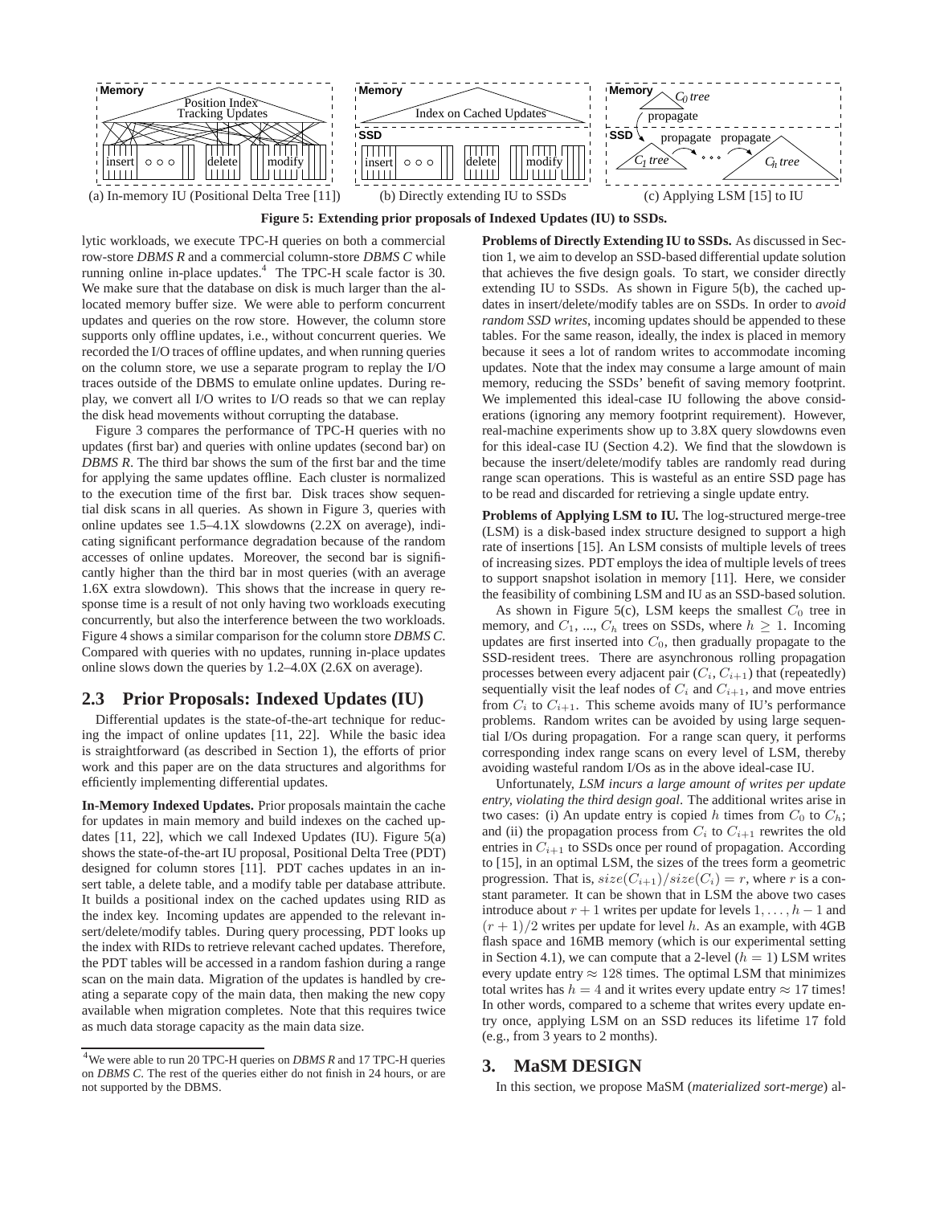(a) In-memory IU (Positional Delta Tree [11]) (b) Directly extending IU to SSDs (c) Applying LSM [15] to IU

**Figure 5: Extending prior proposals of Indexed Updates (IU) to SSDs.**

lytic workloads, we execute TPC-H queries on both a commercial row-store *DBMS R* and a commercial column-store *DBMS C* while running online in-place updates.[4] The TPC-H scale factor is 30. We make sure that the database on disk is much larger than the allocated memory buffer size. We were able to perform concurrent updates and queries on the row store. However, the column store supports only offline updates, i.e., without concurrent queries. We recorded the I/O traces of offline updates, and when running queries on the column store, we use a separate program to replay the I/O traces outside of the DBMS to emulate online updates. During replay, we convert all I/O writes to I/O reads so that we can replay the disk head movements without corrupting the database.

Figure 3 compares the performance of TPC-H queries with no updates (first bar) and queries with online updates (second bar) on *DBMS R*. The third bar shows the sum of the first bar and the time for applying the same updates offline. Each cluster is normalized to the execution time of the first bar. Disk traces show sequential disk scans in all queries. As shown in Figure 3, queries with online updates see 1.5–4.1X slowdowns (2.2X on average), indicating significant performance degradation because of the random accesses of online updates. Moreover, the second bar is significantly higher than the third bar in most queries (with an average 1.6X extra slowdown). This shows that the increase in query response time is a result of not only having two workloads executing concurrently, but also the interference between the two workloads. Figure 4 shows a similar comparison for the column store *DBMS C*. Compared with queries with no updates, running in-place updates online slows down the queries by 1.2–4.0X (2.6X on average).

## 2.3 Prior Proposals: Indexed Updates (IU)

Differential updates is the state-of-the-art technique for reducing the impact of online updates [11, 22]. While the basic idea is straightforward (as described in Section 1), the efforts of prior work and this paper are on the data structures and algorithms for efficiently implementing differential updates.

**In-Memory Indexed Updates.** Prior proposals maintain the cache for updates in main memory and build indexes on the cached updates [11, 22], which we call Indexed Updates (IU). Figure 5(a) shows the state-of-the-art IU proposal, Positional Delta Tree (PDT) designed for column stores [11]. PDT caches updates in an insert table, a delete table, and a modify table per database attribute. It builds a positional index on the cached updates using RID as the index key. Incoming updates are appended to the relevant insert/delete/modify tables. During query processing, PDT looks up the index with RIDs to retrieve relevant cached updates. Therefore, the PDT tables will be accessed in a random fashion during a range scan on the main data. Migration of the updates is handled by creating a separate copy of the main data, then making the new copy available when migration completes. Note that this requires twice as much data storage capacity as the main data size.

[4]We were able to run 20 TPC-H queries on *DBMS R* and 17 TPC-H queries on *DBMS C*. The rest of the queries either do not finish in 24 hours, or are not supported by the DBMS.

**Problems of Directly Extending IU to SSDs.** As discussed in Section 1, we aim to develop an SSD-based differential update solution that achieves the five design goals. To start, we consider directly extending IU to SSDs. As shown in Figure 5(b), the cached updates in insert/delete/modify tables are on SSDs. In order to *avoid random SSD writes*, incoming updates should be appended to these tables. For the same reason, ideally, the index is placed in memory because it sees a lot of random writes to accommodate incoming updates. Note that the index may consume a large amount of main memory, reducing the SSDs' benefit of saving memory footprint. We implemented this ideal-case IU following the above considerations (ignoring any memory footprint requirement). However, real-machine experiments show up to 3.8X query slowdowns even for this ideal-case IU (Section 4.2). We find that the slowdown is because the insert/delete/modify tables are randomly read during range scan operations. This is wasteful as an entire SSD page has to be read and discarded for retrieving a single update entry.

**Problems of Applying LSM to IU.** The log-structured merge-tree (LSM) is a disk-based index structure designed to support a high rate of insertions [15]. An LSM consists of multiple levels of trees of increasing sizes. PDT employs the idea of multiple levels of trees to support snapshot isolation in memory [11]. Here, we consider the feasibility of combining LSM and IU as an SSD-based solution.

As shown in Figure 5(c), LSM keeps the smallest $C_0$ tree in memory, and $C_1$, ..., $C_h$ trees on SSDs, where $h \geq 1$. Incoming updates are first inserted into $C_0$, then gradually propagate to the SSD-resident trees. There are asynchronous rolling propagation processes between every adjacent pair ($C_i$, $C_{i+1}$) that (repeatedly) sequentially visit the leaf nodes of $C_i$ and $C_{i+1}$, and move entries from $C_i$ to $C_{i+1}$. This scheme avoids many of IU's performance problems. Random writes can be avoided by using large sequential I/Os during propagation. For a range scan query, it performs corresponding index range scans on every level of LSM, thereby avoiding wasteful random I/Os as in the above ideal-case IU.

Unfortunately, *LSM incurs a large amount of writes per update entry, violating the third design goal*. The additional writes arise in two cases: (i) An update entry is copied $h$ times from $C_0$ to $C_h$; and (ii) the propagation process from $C_i$ to $C_{i+1}$ rewrites the old entries in $C_{i+1}$ to SSDs once per round of propagation. According to [15], in an optimal LSM, the sizes of the trees form a geometric progression. That is, $size(C_{i+1})/size(C_i) = r$, where $r$ is a constant parameter. It can be shown that in LSM the above two cases introduce about $r + 1$ writes per update for levels $1, \ldots, h-1$ and $(r + 1)/2$ writes per update for level $h$. As an example, with 4GB flash space and 16MB memory (which is our experimental setting in Section 4.1), we can compute that a 2-level ($h = 1$) LSM writes every update entry $\approx 128$ times. The optimal LSM that minimizes total writes has $h = 4$ and it writes every update entry $\approx 17$ times! In other words, compared to a scheme that writes every update entry once, applying LSM on an SSD reduces its lifetime 17 fold (e.g., from 3 years to 2 months).

# 3. MaSM DESIGN

In this section, we propose MaSM (*materialized sort-merge*) al-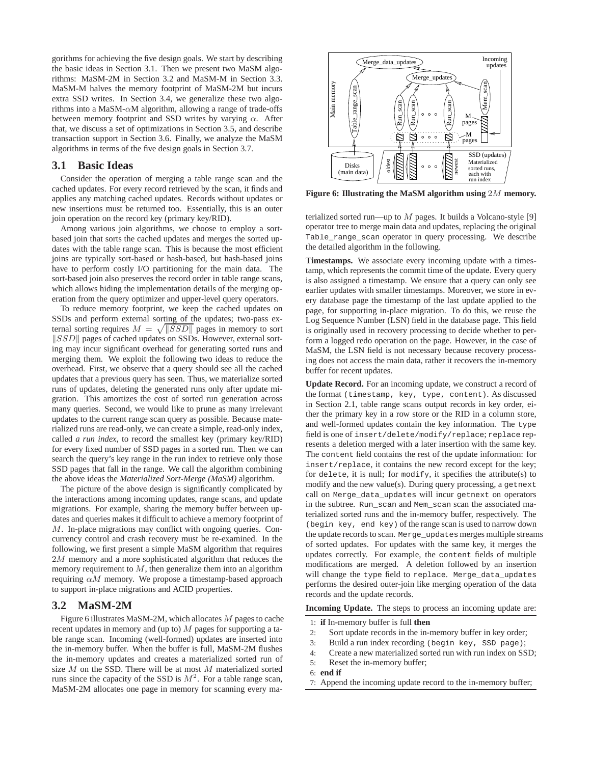gorithms for achieving the five design goals. We start by describing the basic ideas in Section 3.1. Then we present two MaSM algorithms: MaSM-2M in Section 3.2 and MaSM-M in Section 3.3. MaSM-M halves the memory footprint of MaSM-2M but incurs extra SSD writes. In Section 3.4, we generalize these two algorithms into a MaSM-$\alpha$M algorithm, allowing a range of trade-offs between memory footprint and SSD writes by varying $\alpha$. After that, we discuss a set of optimizations in Section 3.5, and describe transaction support in Section 3.6. Finally, we analyze the MaSM algorithms in terms of the five design goals in Section 3.7.

## 3.1 Basic Ideas

Consider the operation of merging a table range scan and the cached updates. For every record retrieved by the scan, it finds and applies any matching cached updates. Records without updates or new insertions must be returned too. Essentially, this is an outer join operation on the record key (primary key/RID).

Among various join algorithms, we choose to employ a sort-based join that sorts the cached updates and merges the sorted updates with the table range scan. This is because the most efficient joins are typically sort-based or hash-based, but hash-based joins have to perform costly I/O partitioning for the main data. The sort-based join also preserves the record order in table range scans, which allows hiding the implementation details of the merging operation from the query optimizer and upper-level query operators.

To reduce memory footprint, we keep the cached updates on SSDs and perform external sorting of the updates; two-pass external sorting requires $M = \sqrt{\|SSD\|}$ pages in memory to sort $\|SSD\|$ pages of cached updates on SSDs. However, external sorting may incur significant overhead for generating sorted runs and merging them. We exploit the following two ideas to reduce the overhead. First, we observe that a query should see all the cached updates that a previous query has seen. Thus, we materialize sorted runs of updates, deleting the generated runs only after update migration. This amortizes the cost of sorted run generation across many queries. Second, we would like to prune as many irrelevant updates to the current range scan query as possible. Because materialized runs are read-only, we can create a simple, read-only index, called *a run index*, to record the smallest key (primary key/RID) for every fixed number of SSD pages in a sorted run. Then we can search the query's key range in the run index to retrieve only those SSD pages that fall in the range. We call the algorithm combining the above ideas the *Materialized Sort-Merge (MaSM)* algorithm.

The picture of the above design is significantly complicated by the interactions among incoming updates, range scans, and update migrations. For example, sharing the memory buffer between updates and queries makes it difficult to achieve a memory footprint of $M$. In-place migrations may conflict with ongoing queries. Concurrency control and crash recovery must be re-examined. In the following, we first present a simple MaSM algorithm that requires $2M$ memory and a more sophisticated algorithm that reduces the memory requirement to $M$, then generalize them into an algorithm requiring $\alpha M$ memory. We propose a timestamp-based approach to support in-place migrations and ACID properties.

## 3.2 MaSM-2M

Figure 6 illustrates MaSM-2M, which allocates $M$ pages to cache recent updates in memory and (up to) $M$ pages for supporting a table range scan. Incoming (well-formed) updates are inserted into the in-memory buffer. When the buffer is full, MaSM-2M flushes the in-memory updates and creates a materialized sorted run of size $M$ on the SSD. There will be at most $M$ materialized sorted runs since the capacity of the SSD is $M^2$. For a table range scan, MaSM-2M allocates one page in memory for scanning every materialized sorted run—up to $M$ pages. It builds a Volcano-style [9] operator tree to merge main data and updates, replacing the original `Table_range_scan` operator in query processing. We describe the detailed algorithm in the following.

**Figure 6: Illustrating the MaSM algorithm using $2M$ memory.**

**Timestamps.** We associate every incoming update with a timestamp, which represents the commit time of the update. Every query is also assigned a timestamp. We ensure that a query can only see earlier updates with smaller timestamps. Moreover, we store in every database page the timestamp of the last update applied to the page, for supporting in-place migration. To do this, we reuse the Log Sequence Number (LSN) field in the database page. This field is originally used in recovery processing to decide whether to perform a logged redo operation on the page. However, in the case of MaSM, the LSN field is not necessary because recovery processing does not access the main data, rather it recovers the in-memory buffer for recent updates.

**Update Record.** For an incoming update, we construct a record of the format `(timestamp, key, type, content)`. As discussed in Section 2.1, table range scans output records in key order, either the primary key in a row store or the RID in a column store, and well-formed updates contain the key information. The `type` field is one of `insert/delete/modify/replace`; `replace` represents a deletion merged with a later insertion with the same key. The `content` field contains the rest of the update information: for `insert/replace`, it contains the new record except for the key; for `delete`, it is null; for `modify`, it specifies the attribute(s) to modify and the new value(s). During query processing, a `getnext` call on `Merge_data_updates` will incur `getnext` on operators in the subtree. `Run_scan` and `Mem_scan` scan the associated materialized sorted runs and the in-memory buffer, respectively. The `(begin key, end key)` of the range scan is used to narrow down the update records to scan. `Merge_updates` merges multiple streams of sorted updates. For updates with the same key, it merges the updates correctly. For example, the `content` fields of multiple modifications are merged. A deletion followed by an insertion will change the `type` field to `replace`. `Merge_data_updates` performs the desired outer-join like merging operation of the data records and the update records.

**Incoming Update.** The steps to process an incoming update are:

1: **if** In-memory buffer is full **then**
2: &nbsp;&nbsp;&nbsp;&nbsp;Sort update records in the in-memory buffer in key order;
3: &nbsp;&nbsp;&nbsp;&nbsp;Build a run index recording `(begin key, SSD page)`;
4: &nbsp;&nbsp;&nbsp;&nbsp;Create a new materialized sorted run with run index on SSD;
5: &nbsp;&nbsp;&nbsp;&nbsp;Reset the in-memory buffer;
6: **end if**
7: Append the incoming update record to the in-memory buffer;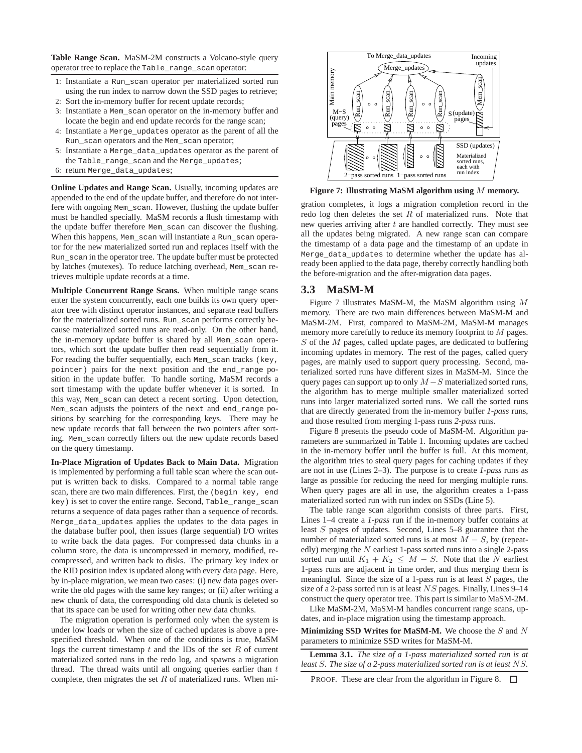**Table Range Scan.** MaSM-2M constructs a Volcano-style query operator tree to replace the `Table_range_scan` operator:

1: Instantiate a `Run_scan` operator per materialized sorted run using the run index to narrow down the SSD pages to retrieve;
2: Sort the in-memory buffer for recent update records;
3: Instantiate a `Mem_scan` operator on the in-memory buffer and locate the begin and end update records for the range scan;
4: Instantiate a `Merge_updates` operator as the parent of all the `Run_scan` operators and the `Mem_scan` operator;
5: Instantiate a `Merge_data_updates` operator as the parent of the `Table_range_scan` and the `Merge_updates`;
6: return `Merge_data_updates`;

**Online Updates and Range Scan.** Usually, incoming updates are appended to the end of the update buffer, and therefore do not interfere with ongoing `Mem_scan`. However, flushing the update buffer must be handled specially. MaSM records a flush timestamp with the update buffer therefore `Mem_scan` can discover the flushing. When this happens, `Mem_scan` will instantiate a `Run_scan` operator for the new materialized sorted run and replaces itself with the `Run_scan` in the operator tree. The update buffer must be protected by latches (mutexes). To reduce latching overhead, `Mem_scan` retrieves multiple update records at a time.

**Multiple Concurrent Range Scans.** When multiple range scans enter the system concurrently, each one builds its own query operator tree with distinct operator instances, and separate read buffers for the materialized sorted runs. `Run_scan` performs correctly because materialized sorted runs are read-only. On the other hand, the in-memory update buffer is shared by all `Mem_scan` operators, which sort the update buffer then read sequentially from it. For reading the buffer sequentially, each `Mem_scan` tracks `(key, pointer)` pairs for the `next` position and the `end_range` position in the update buffer. To handle sorting, MaSM records a sort timestamp with the update buffer whenever it is sorted. In this way, `Mem_scan` can detect a recent sorting. Upon detection, `Mem_scan` adjusts the pointers of the `next` and `end_range` positions by searching for the corresponding keys. There may be new update records that fall between the two pointers after sorting. `Mem_scan` correctly filters out the new update records based on the query timestamp.

**In-Place Migration of Updates Back to Main Data.** Migration is implemented by performing a full table scan where the scan output is written back to disks. Compared to a normal table range scan, there are two main differences. First, the `(begin key, end key)` is set to cover the entire range. Second, `Table_range_scan` returns a sequence of data pages rather than a sequence of records. `Merge_data_updates` applies the updates to the data pages in the database buffer pool, then issues (large sequential) I/O writes to write back the data pages. For compressed data chunks in a column store, the data is uncompressed in memory, modified, recompressed, and written back to disks. The primary key index or the RID position index is updated along with every data page. Here, by in-place migration, we mean two cases: (i) new data pages overwrite the old pages with the same key ranges; or (ii) after writing a new chunk of data, the corresponding old data chunk is deleted so that its space can be used for writing other new data chunks.

The migration operation is performed only when the system is under low loads or when the size of cached updates is above a prespecified threshold. When one of the conditions is true, MaSM logs the current timestamp $t$ and the IDs of the set $R$ of current materialized sorted runs in the redo log, and spawns a migration thread. The thread waits until all ongoing queries earlier than $t$ complete, then migrates the set $R$ of materialized runs. When migration completes, it logs a migration completion record in the redo log then deletes the set $R$ of materialized runs. Note that new queries arriving after $t$ are handled correctly. They must see all the updates being migrated. A new range scan can compare the timestamp of a data page and the timestamp of an update in `Merge_data_updates` to determine whether the update has already been applied to the data page, thereby correctly handling both the before-migration and the after-migration data pages.

**Figure 7: Illustrating MaSM algorithm using $M$ memory.**

## 3.3 MaSM-M

Figure 7 illustrates MaSM-M, the MaSM algorithm using $M$ memory. There are two main differences between MaSM-M and MaSM-2M. First, compared to MaSM-2M, MaSM-M manages memory more carefully to reduce its memory footprint to $M$ pages. $S$ of the $M$ pages, called update pages, are dedicated to buffering incoming updates in memory. The rest of the pages, called query pages, are mainly used to support query processing. Second, materialized sorted runs have different sizes in MaSM-M. Since the query pages can support up to only $M-S$ materialized sorted runs, the algorithm has to merge multiple smaller materialized sorted runs into larger materialized sorted runs. We call the sorted runs that are directly generated from the in-memory buffer *1-pass* runs, and those resulted from merging 1-pass runs *2-pass* runs.

Figure 8 presents the pseudo code of MaSM-M. Algorithm parameters are summarized in Table 1. Incoming updates are cached in the in-memory buffer until the buffer is full. At this moment, the algorithm tries to steal query pages for caching updates if they are not in use (Lines 2–3). The purpose is to create *1-pass* runs as large as possible for reducing the need for merging multiple runs. When query pages are all in use, the algorithm creates a 1-pass materialized sorted run with run index on SSDs (Line 5).

The table range scan algorithm consists of three parts. First, Lines 1–4 create a *1-pass* run if the in-memory buffer contains at least $S$ pages of updates. Second, Lines 5–8 guarantee that the number of materialized sorted runs is at most $M-S$, by (repeatedly) merging the $N$ earliest 1-pass sorted runs into a single 2-pass sorted run until $K_1 + K_2 \leq M - S$. Note that the $N$ earliest 1-pass runs are adjacent in time order, and thus merging them is meaningful. Since the size of a 1-pass run is at least $S$ pages, the size of a 2-pass sorted run is at least $NS$ pages. Finally, Lines 9–14 construct the query operator tree. This part is similar to MaSM-2M.

Like MaSM-2M, MaSM-M handles concurrent range scans, updates, and in-place migration using the timestamp approach.

**Minimizing SSD Writes for MaSM-M.** We choose the $S$ and $N$ parameters to minimize SSD writes for MaSM-M.

**Lemma 3.1.** *The size of a 1-pass materialized sorted run is at least $S$. The size of a 2-pass materialized sorted run is at least $NS$.*

PROOF. These are clear from the algorithm in Figure 8. □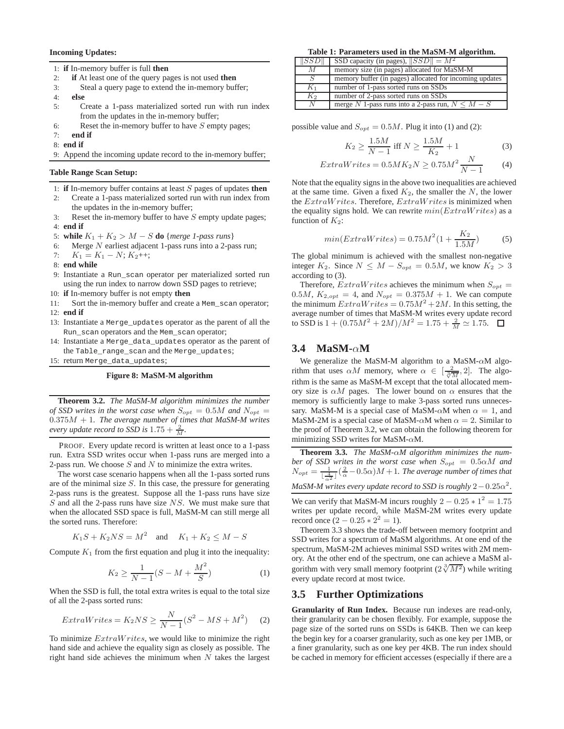**Incoming Updates:**

```
1: if In-memory buffer is full then
2:   if At least one of the query pages is not used then
3:     Steal a query page to extend the in-memory buffer;
4:   else
5:     Create a 1-pass materialized sorted run with run index
       from the updates in the in-memory buffer;
6:     Reset the in-memory buffer to have S empty pages;
7:   end if
8: end if
9: Append the incoming update record to the in-memory buffer;
```

**Table Range Scan Setup:**

```
1: if In-memory buffer contains at least S pages of updates then
2:   Create a 1-pass materialized sorted run with run index from
     the updates in the in-memory buffer;
3:   Reset the in-memory buffer to have S empty update pages;
4: end if
5: while K1 + K2 > M − S do {merge 1-pass runs}
6:   Merge N earliest adjacent 1-pass runs into a 2-pass run;
7:   K1 = K1 − N; K2++;
8: end while
9: Instantiate a Run_scan operator per materialized sorted run
   using the run index to narrow down SSD pages to retrieve;
10: if In-memory buffer is not empty then
11:   Sort the in-memory buffer and create a Mem_scan operator;
12: end if
13: Instantiate a Merge_updates operator as the parent of all the
    Run_scan operators and the Mem_scan operator;
14: Instantiate a Merge_data_updates operator as the parent of
    the Table_range_scan and the Merge_updates;
15: return Merge_data_updates;
```

**Figure 8: MaSM-M algorithm**

**Theorem 3.2.** *The MaSM-M algorithm minimizes the number of SSD writes in the worst case when* $S_{opt} = 0.5M$ *and* $N_{opt} = 0.375M + 1$*. The average number of times that MaSM-M writes every update record to SSD is* $1.75 + \frac{2}{M}$*.*

PROOF. Every update record is written at least once to a 1-pass run. Extra SSD writes occur when 1-pass runs are merged into a 2-pass run. We choose $S$ and $N$ to minimize the extra writes.

The worst case scenario happens when all the 1-pass sorted runs are of the minimal size $S$. In this case, the pressure for generating 2-pass runs is the greatest. Suppose all the 1-pass runs have size $S$ and all the 2-pass runs have size $NS$. We must make sure that when the allocated SSD space is full, MaSM-M can still merge all the sorted runs. Therefore:

$$K_1 S + K_2 NS = M^2 \quad \text{and} \quad K_1 + K_2 \leq M - S$$

Compute $K_1$ from the first equation and plug it into the inequality:

$$K_2 \geq \frac{1}{N-1}(S - M + \frac{M^2}{S}) \tag{1}$$

When the SSD is full, the total extra writes is equal to the total size of all the 2-pass sorted runs:

$$ExtraWrites = K_2 NS \geq \frac{N}{N-1}(S^2 - MS + M^2) \tag{2}$$

To minimize $ExtraWrites$, we would like to minimize the right hand side and achieve the equality sign as closely as possible. The right hand side achieves the minimum when $N$ takes the largest possible value and $S_{opt} = 0.5M$. Plug it into (1) and (2):

$$K_2 \geq \frac{1.5M}{N-1} \text{ iff } N \geq \frac{1.5M}{K_2} + 1 \tag{3}$$

$$ExtraWrites = 0.5MK_2N \geq 0.75M^2 \frac{N}{N-1} \tag{4}$$

Note that the equality signs in the above two inequalities are achieved at the same time. Given a fixed $K_2$, the smaller the $N$, the lower the $ExtraWrites$. Therefore, $ExtraWrites$ is minimized when the equality signs hold. We can rewrite $min(ExtraWrites)$ as a function of $K_2$:

$$min(ExtraWrites) = 0.75M^2(1 + \frac{K_2}{1.5M}) \tag{5}$$

The global minimum is achieved with the smallest non-negative integer $K_2$. Since $N \leq M - S_{opt} = 0.5M$, we know $K_2 > 3$ according to (3).

Therefore, $ExtraWrites$ achieves the minimum when $S_{opt} = 0.5M$, $K_{2,opt} = 4$, and $N_{opt} = 0.375M + 1$. We can compute the minimum $ExtraWrites = 0.75M^2 + 2M$. In this setting, the average number of times that MaSM-M writes every update record to SSD is $1 + (0.75M^2 + 2M)/M^2 = 1.75 + \frac{2}{M} \simeq 1.75$. □

**Table 1: Parameters used in the MaSM-M algorithm.**

| | |
|---|---|
| $\|SSD\|$ | SSD capacity (in pages), $\|SSD\| = M^2$ |
| $M$ | memory size (in pages) allocated for MaSM-M |
| $S$ | memory buffer (in pages) allocated for incoming updates |
| $K_1$ | number of 1-pass sorted runs on SSDs |
| $K_2$ | number of 2-pass sorted runs on SSDs |
| $N$ | merge $N$ 1-pass runs into a 2-pass run, $N \leq M - S$ |

## 3.4 MaSM-$\alpha$M

We generalize the MaSM-M algorithm to a MaSM-$\alpha$M algorithm that uses $\alpha M$ memory, where $\alpha \in [\frac{2}{\sqrt[3]{M}}, 2]$. The algorithm is the same as MaSM-M except that the total allocated memory size is $\alpha M$ pages. The lower bound on $\alpha$ ensures that the memory is sufficiently large to make 3-pass sorted runs unnecessary. MaSM-M is a special case of MaSM-$\alpha$M when $\alpha = 1$, and MaSM-2M is a special case of MaSM-$\alpha$M when $\alpha = 2$. Similar to the proof of Theorem 3.2, we can obtain the following theorem for minimizing SSD writes for MaSM-$\alpha$M.

**Theorem 3.3.** *The MaSM-$\alpha$M algorithm minimizes the number of SSD writes in the worst case when* $S_{opt} = 0.5\alpha M$ *and* $N_{opt} = \frac{1}{\lfloor \frac{4}{\alpha^2} \rfloor}(\frac{2}{\alpha} - 0.5\alpha)M + 1$*. The average number of times that MaSM-M writes every update record to SSD is roughly* $2 - 0.25\alpha^2$*.*

We can verify that MaSM-M incurs roughly $2 - 0.25 * 1^2 = 1.75$ writes per update record, while MaSM-2M writes every update record once ($2 - 0.25 * 2^2 = 1$).

Theorem 3.3 shows the trade-off between memory footprint and SSD writes for a spectrum of MaSM algorithms. At one end of the spectrum, MaSM-2M achieves minimal SSD writes with 2M memory. At the other end of the spectrum, one can achieve a MaSM algorithm with very small memory footprint ($2\sqrt[3]{M^2}$) while writing every update record at most twice.

## 3.5 Further Optimizations

**Granularity of Run Index.** Because run indexes are read-only, their granularity can be chosen flexibly. For example, suppose the page size of the sorted runs on SSDs is 64KB. Then we can keep the begin key for a coarser granularity, such as one key per 1MB, or a finer granularity, such as one key per 4KB. The run index should be cached in memory for efficient accesses (especially if there are a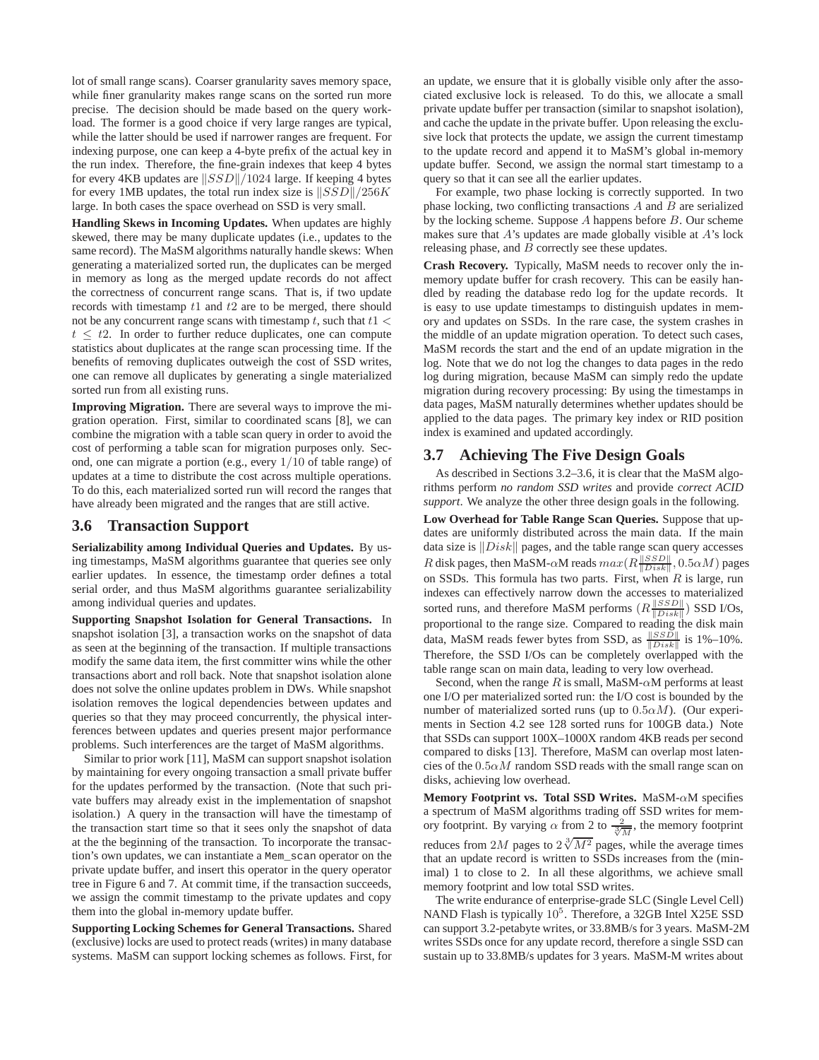lot of small range scans). Coarser granularity saves memory space, while finer granularity makes range scans on the sorted run more precise. The decision should be made based on the query workload. The former is a good choice if very large ranges are typical, while the latter should be used if narrower ranges are frequent. For indexing purpose, one can keep a 4-byte prefix of the actual key in the run index. Therefore, the fine-grain indexes that keep 4 bytes for every 4KB updates are $\|SSD\|/1024$ large. If keeping 4 bytes for every 1MB updates, the total run index size is $\|SSD\|/256K$ large. In both cases the space overhead on SSD is very small.

**Handling Skews in Incoming Updates.** When updates are highly skewed, there may be many duplicate updates (i.e., updates to the same record). The MaSM algorithms naturally handle skews: When generating a materialized sorted run, the duplicates can be merged in memory as long as the merged update records do not affect the correctness of concurrent range scans. That is, if two update records with timestamp $t1$ and $t2$ are to be merged, there should not be any concurrent range scans with timestamp $t$, such that $t1 < t \leq t2$. In order to further reduce duplicates, one can compute statistics about duplicates at the range scan processing time. If the benefits of removing duplicates outweigh the cost of SSD writes, one can remove all duplicates by generating a single materialized sorted run from all existing runs.

**Improving Migration.** There are several ways to improve the migration operation. First, similar to coordinated scans [8], we can combine the migration with a table scan query in order to avoid the cost of performing a table scan for migration purposes only. Second, one can migrate a portion (e.g., every $1/10$ of table range) of updates at a time to distribute the cost across multiple operations. To do this, each materialized sorted run will record the ranges that have already been migrated and the ranges that are still active.

## 3.6 Transaction Support

**Serializability among Individual Queries and Updates.** By using timestamps, MaSM algorithms guarantee that queries see only earlier updates. In essence, the timestamp order defines a total serial order, and thus MaSM algorithms guarantee serializability among individual queries and updates.

**Supporting Snapshot Isolation for General Transactions.** In snapshot isolation [3], a transaction works on the snapshot of data as seen at the beginning of the transaction. If multiple transactions modify the same data item, the first committer wins while the other transactions abort and roll back. Note that snapshot isolation alone does not solve the online updates problem in DWs. While snapshot isolation removes the logical dependencies between updates and queries so that they may proceed concurrently, the physical interferences between updates and queries present major performance problems. Such interferences are the target of MaSM algorithms.

Similar to prior work [11], MaSM can support snapshot isolation by maintaining for every ongoing transaction a small private buffer for the updates performed by the transaction. (Note that such private buffers may already exist in the implementation of snapshot isolation.) A query in the transaction will have the timestamp of the transaction start time so that it sees only the snapshot of data at the the beginning of the transaction. To incorporate the transaction's own updates, we can instantiate a `Mem_scan` operator on the private update buffer, and insert this operator in the query operator tree in Figure 6 and 7. At commit time, if the transaction succeeds, we assign the commit timestamp to the private updates and copy them into the global in-memory update buffer.

**Supporting Locking Schemes for General Transactions.** Shared (exclusive) locks are used to protect reads (writes) in many database systems. MaSM can support locking schemes as follows. First, for an update, we ensure that it is globally visible only after the associated exclusive lock is released. To do this, we allocate a small private update buffer per transaction (similar to snapshot isolation), and cache the update in the private buffer. Upon releasing the exclusive lock that protects the update, we assign the current timestamp to the update record and append it to MaSM's global in-memory update buffer. Second, we assign the normal start timestamp to a query so that it can see all the earlier updates.

For example, two phase locking is correctly supported. In two phase locking, two conflicting transactions $A$ and $B$ are serialized by the locking scheme. Suppose $A$ happens before $B$. Our scheme makes sure that $A$'s updates are made globally visible at $A$'s lock releasing phase, and $B$ correctly see these updates.

**Crash Recovery.** Typically, MaSM needs to recover only the in-memory update buffer for crash recovery. This can be easily handled by reading the database redo log for the update records. It is easy to use update timestamps to distinguish updates in memory and updates on SSDs. In the rare case, the system crashes in the middle of an update migration operation. To detect such cases, MaSM records the start and the end of an update migration in the log. Note that we do not log the changes to data pages in the redo log during migration, because MaSM can simply redo the update migration during recovery processing: By using the timestamps in data pages, MaSM naturally determines whether updates should be applied to the data pages. The primary key index or RID position index is examined and updated accordingly.

## 3.7 Achieving The Five Design Goals

As described in Sections 3.2–3.6, it is clear that the MaSM algorithms perform *no random SSD writes* and provide *correct ACID support*. We analyze the other three design goals in the following.

**Low Overhead for Table Range Scan Queries.** Suppose that updates are uniformly distributed across the main data. If the main data size is $\|Disk\|$ pages, and the table range scan query accesses $R$ disk pages, then MaSM-$\alpha$M reads $max(R\frac{\|SSD\|}{\|Disk\|}, 0.5\alpha M)$ pages on SSDs. This formula has two parts. First, when $R$ is large, run indexes can effectively narrow down the accesses to materialized sorted runs, and therefore MaSM performs $(R\frac{\|SSD\|}{\|Disk\|})$ SSD I/Os, proportional to the range size. Compared to reading the disk main data, MaSM reads fewer bytes from SSD, as $\frac{\|SSD\|}{\|Disk\|}$ is 1%–10%. Therefore, the SSD I/Os can be completely overlapped with the table range scan on main data, leading to very low overhead.

Second, when the range $R$ is small, MaSM-$\alpha$M performs at least one I/O per materialized sorted run: the I/O cost is bounded by the number of materialized sorted runs (up to $0.5\alpha M$). (Our experiments in Section 4.2 see 128 sorted runs for 100GB data.) Note that SSDs can support 100X–1000X random 4KB reads per second compared to disks [13]. Therefore, MaSM can overlap most latencies of the $0.5\alpha M$ random SSD reads with the small range scan on disks, achieving low overhead.

**Memory Footprint vs. Total SSD Writes.** MaSM-$\alpha$M specifies a spectrum of MaSM algorithms trading off SSD writes for memory footprint. By varying $\alpha$ from 2 to $\frac{2}{\sqrt[3]{M}}$, the memory footprint reduces from $2M$ pages to $2\sqrt[3]{M^2}$ pages, while the average times that an update record is written to SSDs increases from the (minimal) 1 to close to 2. In all these algorithms, we achieve small memory footprint and low total SSD writes.

The write endurance of enterprise-grade SLC (Single Level Cell) NAND Flash is typically $10^5$. Therefore, a 32GB Intel X25E SSD can support 3.2-petabyte writes, or 33.8MB/s for 3 years. MaSM-2M writes SSDs once for any update record, therefore a single SSD can sustain up to 33.8MB/s updates for 3 years. MaSM-M writes about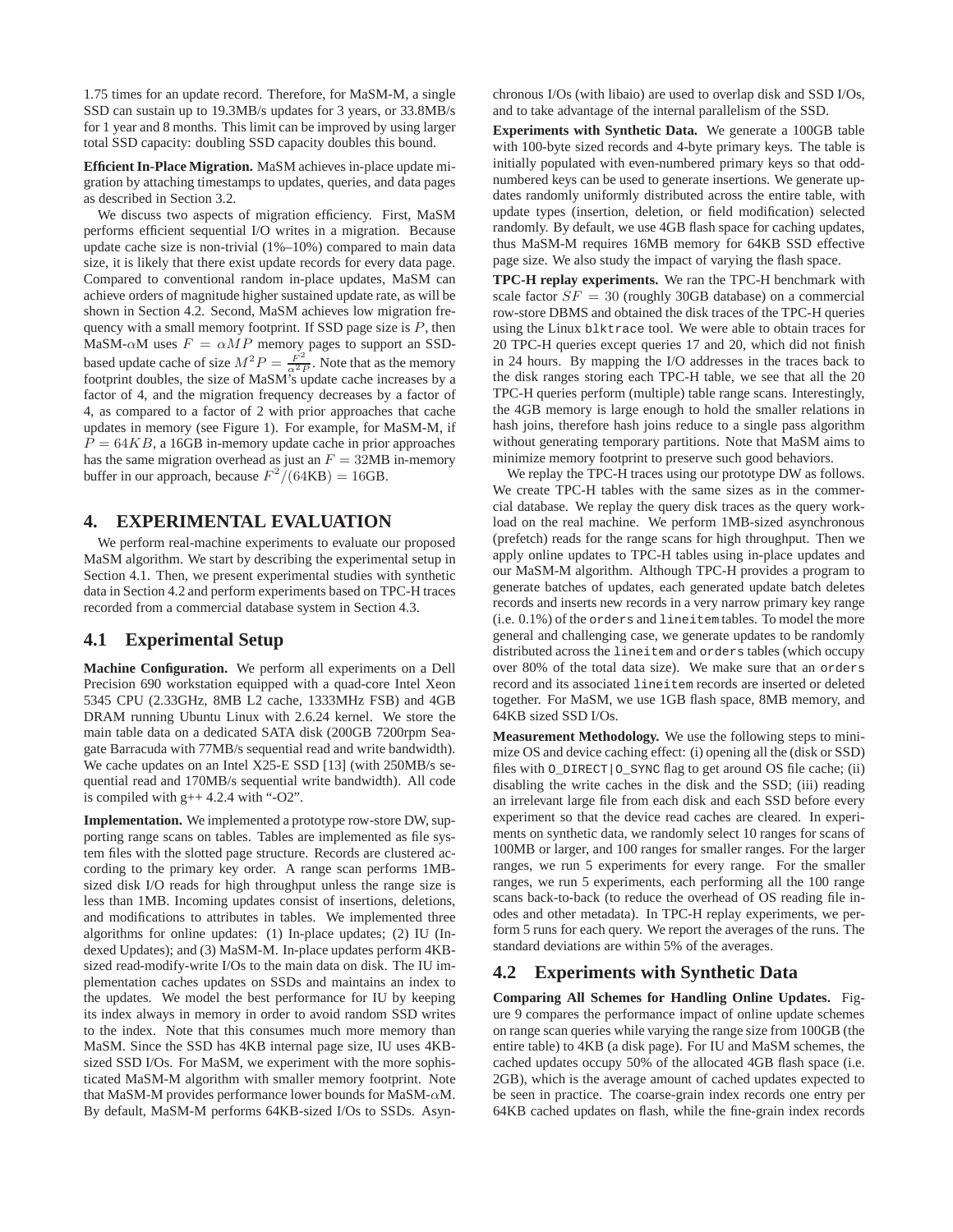1.75 times for an update record. Therefore, for MaSM-M, a single SSD can sustain up to 19.3MB/s updates for 3 years, or 33.8MB/s for 1 year and 8 months. This limit can be improved by using larger total SSD capacity: doubling SSD capacity doubles this bound.

**Efficient In-Place Migration.** MaSM achieves in-place update migration by attaching timestamps to updates, queries, and data pages as described in Section 3.2.

We discuss two aspects of migration efficiency. First, MaSM performs efficient sequential I/O writes in a migration. Because update cache size is non-trivial (1%–10%) compared to main data size, it is likely that there exist update records for every data page. Compared to conventional random in-place updates, MaSM can achieve orders of magnitude higher sustained update rate, as will be shown in Section 4.2. Second, MaSM achieves low migration frequency with a small memory footprint. If SSD page size is $P$, then MaSM-$\alpha$M uses $F = \alpha M P$ memory pages to support an SSD-based update cache of size $M^2P = \frac{F^2}{\alpha^2 P}$. Note that as the memory footprint doubles, the size of MaSM's update cache increases by a factor of 4, and the migration frequency decreases by a factor of 4, as compared to a factor of 2 with prior approaches that cache updates in memory (see Figure 1). For example, for MaSM-M, if $P = 64KB$, a 16GB in-memory update cache in prior approaches has the same migration overhead as just an $F = 32$MB in-memory buffer in our approach, because $F^2/(64\text{KB}) = 16\text{GB}$.

# 4. EXPERIMENTAL EVALUATION

We perform real-machine experiments to evaluate our proposed MaSM algorithm. We start by describing the experimental setup in Section 4.1. Then, we present experimental studies with synthetic data in Section 4.2 and perform experiments based on TPC-H traces recorded from a commercial database system in Section 4.3.

## 4.1 Experimental Setup

**Machine Configuration.** We perform all experiments on a Dell Precision 690 workstation equipped with a quad-core Intel Xeon 5345 CPU (2.33GHz, 8MB L2 cache, 1333MHz FSB) and 4GB DRAM running Ubuntu Linux with 2.6.24 kernel. We store the main table data on a dedicated SATA disk (200GB 7200rpm Seagate Barracuda with 77MB/s sequential read and write bandwidth). We cache updates on an Intel X25-E SSD [13] (with 250MB/s sequential read and 170MB/s sequential write bandwidth). All code is compiled with g++ 4.2.4 with "-O2".

**Implementation.** We implemented a prototype row-store DW, supporting range scans on tables. Tables are implemented as file system files with the slotted page structure. Records are clustered according to the primary key order. A range scan performs 1MB-sized disk I/O reads for high throughput unless the range size is less than 1MB. Incoming updates consist of insertions, deletions, and modifications to attributes in tables. We implemented three algorithms for online updates: (1) In-place updates; (2) IU (Indexed Updates); and (3) MaSM-M. In-place updates perform 4KB-sized read-modify-write I/Os to the main data on disk. The IU implementation caches updates on SSDs and maintains an index to the updates. We model the best performance for IU by keeping its index always in memory in order to avoid random SSD writes to the index. Note that this consumes much more memory than MaSM. Since the SSD has 4KB internal page size, IU uses 4KB-sized SSD I/Os. For MaSM, we experiment with the more sophisticated MaSM-M algorithm with smaller memory footprint. Note that MaSM-M provides performance lower bounds for MaSM-$\alpha$M. By default, MaSM-M performs 64KB-sized I/Os to SSDs. Asynchronous I/Os (with libaio) are used to overlap disk and SSD I/Os, and to take advantage of the internal parallelism of the SSD.

**Experiments with Synthetic Data.** We generate a 100GB table with 100-byte sized records and 4-byte primary keys. The table is initially populated with even-numbered primary keys so that odd-numbered keys can be used to generate insertions. We generate updates randomly uniformly distributed across the entire table, with update types (insertion, deletion, or field modification) selected randomly. By default, we use 4GB flash space for caching updates, thus MaSM-M requires 16MB memory for 64KB SSD effective page size. We also study the impact of varying the flash space.

**TPC-H replay experiments.** We ran the TPC-H benchmark with scale factor $SF = 30$ (roughly 30GB database) on a commercial row-store DBMS and obtained the disk traces of the TPC-H queries using the Linux `blktrace` tool. We were able to obtain traces for 20 TPC-H queries except queries 17 and 20, which did not finish in 24 hours. By mapping the I/O addresses in the traces back to the disk ranges storing each TPC-H table, we see that all the 20 TPC-H queries perform (multiple) table range scans. Interestingly, the 4GB memory is large enough to hold the smaller relations in hash joins, therefore hash joins reduce to a single pass algorithm without generating temporary partitions. Note that MaSM aims to minimize memory footprint to preserve such good behaviors.

We replay the TPC-H traces using our prototype DW as follows. We create TPC-H tables with the same sizes as in the commercial database. We replay the query disk traces as the query workload on the real machine. We perform 1MB-sized asynchronous (prefetch) reads for the range scans for high throughput. Then we apply online updates to TPC-H tables using in-place updates and our MaSM-M algorithm. Although TPC-H provides a program to generate batches of updates, each generated update batch deletes records and inserts new records in a very narrow primary key range (i.e. 0.1%) of the `orders` and `lineitem` tables. To model the more general and challenging case, we generate updates to be randomly distributed across the `lineitem` and `orders` tables (which occupy over 80% of the total data size). We make sure that an `orders` record and its associated `lineitem` records are inserted or deleted together. For MaSM, we use 1GB flash space, 8MB memory, and 64KB sized SSD I/Os.

**Measurement Methodology.** We use the following steps to minimize OS and device caching effect: (i) opening all the (disk or SSD) files with `O_DIRECT|O_SYNC` flag to get around OS file cache; (ii) disabling the write caches in the disk and the SSD; (iii) reading an irrelevant large file from each disk and each SSD before every experiment so that the device read caches are cleared. In experiments on synthetic data, we randomly select 10 ranges for scans of 100MB or larger, and 100 ranges for smaller ranges. For the larger ranges, we run 5 experiments for every range. For the smaller ranges, we run 5 experiments, each performing all the 100 range scans back-to-back (to reduce the overhead of OS reading file inodes and other metadata). In TPC-H replay experiments, we perform 5 runs for each query. We report the averages of the runs. The standard deviations are within 5% of the averages.

## 4.2 Experiments with Synthetic Data

**Comparing All Schemes for Handling Online Updates.** Figure 9 compares the performance impact of online update schemes on range scan queries while varying the range size from 100GB (the entire table) to 4KB (a disk page). For IU and MaSM schemes, the cached updates occupy 50% of the allocated 4GB flash space (i.e. 2GB), which is the average amount of cached updates expected to be seen in practice. The coarse-grain index records one entry per 64KB cached updates on flash, while the fine-grain index records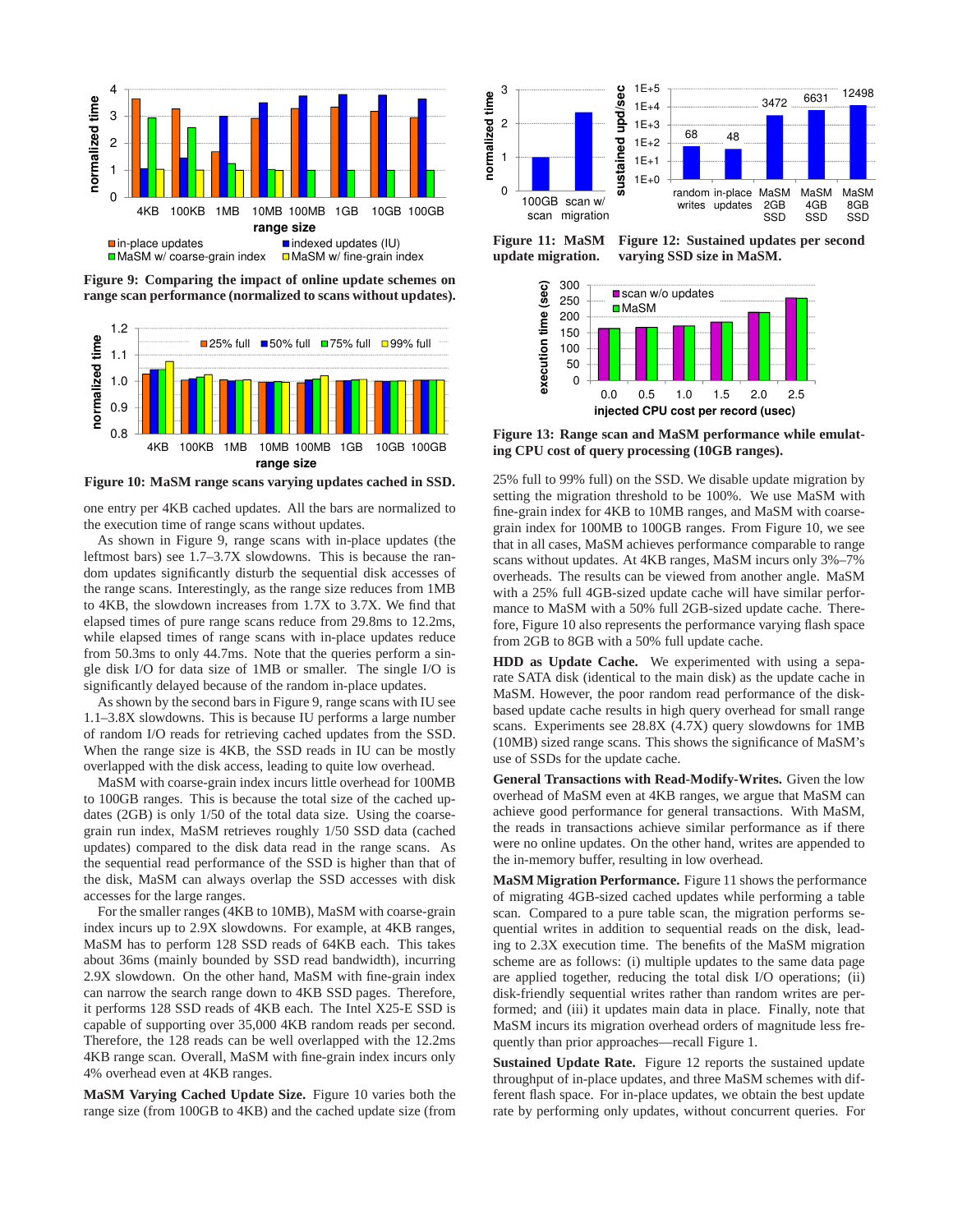Figure 9: Comparing the impact of online update schemes on range scan performance (normalized to scans without updates).

Figure 10: MaSM range scans varying updates cached in SSD.

one entry per 4KB cached updates. All the bars are normalized to the execution time of range scans without updates.

As shown in Figure 9, range scans with in-place updates (the leftmost bars) see 1.7–3.7X slowdowns. This is because the random updates significantly disturb the sequential disk accesses of the range scans. Interestingly, as the range size reduces from 1MB to 4KB, the slowdown increases from 1.7X to 3.7X. We find that elapsed times of pure range scans reduce from 29.8ms to 12.2ms, while elapsed times of range scans with in-place updates reduce from 50.3ms to only 44.7ms. Note that the queries perform a single disk I/O for data size of 1MB or smaller. The single I/O is significantly delayed because of the random in-place updates.

As shown by the second bars in Figure 9, range scans with IU see 1.1–3.8X slowdowns. This is because IU performs a large number of random I/O reads for retrieving cached updates from the SSD. When the range size is 4KB, the SSD reads in IU can be mostly overlapped with the disk access, leading to quite low overhead.

MaSM with coarse-grain index incurs little overhead for 100MB to 100GB ranges. This is because the total size of the cached updates (2GB) is only 1/50 of the total data size. Using the coarse-grain run index, MaSM retrieves roughly 1/50 SSD data (cached updates) compared to the disk data read in the range scans. As the sequential read performance of the SSD is higher than that of the disk, MaSM can always overlap the SSD accesses with disk accesses for the large ranges.

For the smaller ranges (4KB to 10MB), MaSM with coarse-grain index incurs up to 2.9X slowdowns. For example, at 4KB ranges, MaSM has to perform 128 SSD reads of 64KB each. This takes about 36ms (mainly bounded by SSD read bandwidth), incurring 2.9X slowdown. On the other hand, MaSM with fine-grain index can narrow the search range down to 4KB SSD pages. Therefore, it performs 128 SSD reads of 4KB each. The Intel X25-E SSD is capable of supporting over 35,000 4KB random reads per second. Therefore, the 128 reads can be well overlapped with the 12.2ms 4KB range scan. Overall, MaSM with fine-grain index incurs only 4% overhead even at 4KB ranges.

**MaSM Varying Cached Update Size.** Figure 10 varies both the range size (from 100GB to 4KB) and the cached update size (from 25% full to 99% full) on the SSD. We disable update migration by setting the migration threshold to be 100%. We use MaSM with fine-grain index for 4KB to 10MB ranges, and MaSM with coarse-grain index for 100MB to 100GB ranges. From Figure 10, we see that in all cases, MaSM achieves performance comparable to range scans without updates. At 4KB ranges, MaSM incurs only 3%–7% overheads. The results can be viewed from another angle. MaSM with a 25% full 4GB-sized update cache will have similar performance to MaSM with a 50% full 2GB-sized update cache. Therefore, Figure 10 also represents the performance varying flash space from 2GB to 8GB with a 50% full update cache.

Figure 11: MaSM update migration.

Figure 12: Sustained updates per second varying SSD size in MaSM.

Figure 13: Range scan and MaSM performance while emulating CPU cost of query processing (10GB ranges).

**HDD as Update Cache.** We experimented with using a separate SATA disk (identical to the main disk) as the update cache in MaSM. However, the poor random read performance of the disk-based update cache results in high query overhead for small range scans. Experiments see 28.8X (4.7X) query slowdowns for 1MB (10MB) sized range scans. This shows the significance of MaSM's use of SSDs for the update cache.

**General Transactions with Read-Modify-Writes.** Given the low overhead of MaSM even at 4KB ranges, we argue that MaSM can achieve good performance for general transactions. With MaSM, the reads in transactions achieve similar performance as if there were no online updates. On the other hand, writes are appended to the in-memory buffer, resulting in low overhead.

**MaSM Migration Performance.** Figure 11 shows the performance of migrating 4GB-sized cached updates while performing a table scan. Compared to a pure table scan, the migration performs sequential writes in addition to sequential reads on the disk, leading to 2.3X execution time. The benefits of the MaSM migration scheme are as follows: (i) multiple updates to the same data page are applied together, reducing the total disk I/O operations; (ii) disk-friendly sequential writes rather than random writes are performed; and (iii) it updates main data in place. Finally, note that MaSM incurs its migration overhead orders of magnitude less frequently than prior approaches—recall Figure 1.

**Sustained Update Rate.** Figure 12 reports the sustained update throughput of in-place updates, and three MaSM schemes with different flash space. For in-place updates, we obtain the best update rate by performing only updates, without concurrent queries. For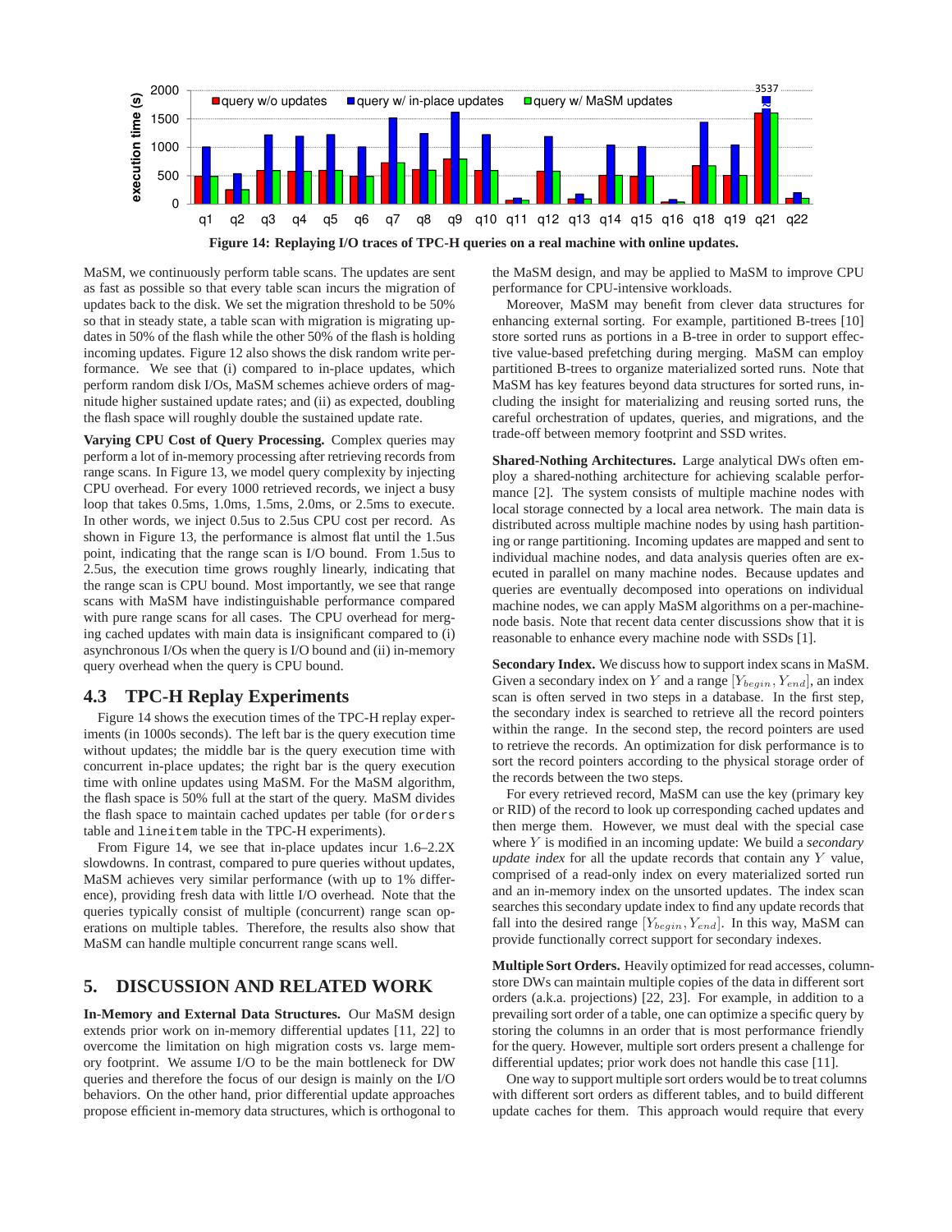Figure 14: Replaying I/O traces of TPC-H queries on a real machine with online updates.

MaSM, we continuously perform table scans. The updates are sent as fast as possible so that every table scan incurs the migration of updates back to the disk. We set the migration threshold to be 50% so that in steady state, a table scan with migration is migrating updates in 50% of the flash while the other 50% of the flash is holding incoming updates. Figure 12 also shows the disk random write performance. We see that (i) compared to in-place updates, which perform random disk I/Os, MaSM schemes achieve orders of magnitude higher sustained update rates; and (ii) as expected, doubling the flash space will roughly double the sustained update rate.

**Varying CPU Cost of Query Processing.** Complex queries may perform a lot of in-memory processing after retrieving records from range scans. In Figure 13, we model query complexity by injecting CPU overhead. For every 1000 retrieved records, we inject a busy loop that takes 0.5ms, 1.0ms, 1.5ms, 2.0ms, or 2.5ms to execute. In other words, we inject 0.5us to 2.5us CPU cost per record. As shown in Figure 13, the performance is almost flat until the 1.5us point, indicating that the range scan is I/O bound. From 1.5us to 2.5us, the execution time grows roughly linearly, indicating that the range scan is CPU bound. Most importantly, we see that range scans with MaSM have indistinguishable performance compared with pure range scans for all cases. The CPU overhead for merging cached updates with main data is insignificant compared to (i) asynchronous I/Os when the query is I/O bound and (ii) in-memory query overhead when the query is CPU bound.

## 4.3 TPC-H Replay Experiments

Figure 14 shows the execution times of the TPC-H replay experiments (in 1000s seconds). The left bar is the query execution time without updates; the middle bar is the query execution time with concurrent in-place updates; the right bar is the query execution time with online updates using MaSM. For the MaSM algorithm, the flash space is 50% full at the start of the query. MaSM divides the flash space to maintain cached updates per table (for `orders` table and `lineitem` table in the TPC-H experiments).

From Figure 14, we see that in-place updates incur 1.6–2.2X slowdowns. In contrast, compared to pure queries without updates, MaSM achieves very similar performance (with up to 1% difference), providing fresh data with little I/O overhead. Note that the queries typically consist of multiple (concurrent) range scan operations on multiple tables. Therefore, the results also show that MaSM can handle multiple concurrent range scans well.

## 5. DISCUSSION AND RELATED WORK

**In-Memory and External Data Structures.** Our MaSM design extends prior work on in-memory differential updates [11, 22] to overcome the limitation on high migration costs vs. large memory footprint. We assume I/O to be the main bottleneck for DW queries and therefore the focus of our design is mainly on the I/O behaviors. On the other hand, prior differential update approaches propose efficient in-memory data structures, which is orthogonal to the MaSM design, and may be applied to MaSM to improve CPU performance for CPU-intensive workloads.

Moreover, MaSM may benefit from clever data structures for enhancing external sorting. For example, partitioned B-trees [10] store sorted runs as portions in a B-tree in order to support effective value-based prefetching during merging. MaSM can employ partitioned B-trees to organize materialized sorted runs. Note that MaSM has key features beyond data structures for sorted runs, including the insight for materializing and reusing sorted runs, the careful orchestration of updates, queries, and migrations, and the trade-off between memory footprint and SSD writes.

**Shared-Nothing Architectures.** Large analytical DWs often employ a shared-nothing architecture for achieving scalable performance [2]. The system consists of multiple machine nodes with local storage connected by a local area network. The main data is distributed across multiple machine nodes by using hash partitioning or range partitioning. Incoming updates are mapped and sent to individual machine nodes, and data analysis queries often are executed in parallel on many machine nodes. Because updates and queries are eventually decomposed into operations on individual machine nodes, we can apply MaSM algorithms on a per-machine-node basis. Note that recent data center discussions show that it is reasonable to enhance every machine node with SSDs [1].

**Secondary Index.** We discuss how to support index scans in MaSM. Given a secondary index on $Y$ and a range $[Y_{begin}, Y_{end}]$, an index scan is often served in two steps in a database. In the first step, the secondary index is searched to retrieve all the record pointers within the range. In the second step, the record pointers are used to retrieve the records. An optimization for disk performance is to sort the record pointers according to the physical storage order of the records between the two steps.

For every retrieved record, MaSM can use the key (primary key or RID) of the record to look up corresponding cached updates and then merge them. However, we must deal with the special case where $Y$ is modified in an incoming update: We build a *secondary update index* for all the update records that contain any $Y$ value, comprised of a read-only index on every materialized sorted run and an in-memory index on the unsorted updates. The index scan searches this secondary update index to find any update records that fall into the desired range $[Y_{begin}, Y_{end}]$. In this way, MaSM can provide functionally correct support for secondary indexes.

**Multiple Sort Orders.** Heavily optimized for read accesses, column-store DWs can maintain multiple copies of the data in different sort orders (a.k.a. projections) [22, 23]. For example, in addition to a prevailing sort order of a table, one can optimize a specific query by storing the columns in an order that is most performance friendly for the query. However, multiple sort orders present a challenge for differential updates; prior work does not handle this case [11].

One way to support multiple sort orders would be to treat columns with different sort orders as different tables, and to build different update caches for them. This approach would require that every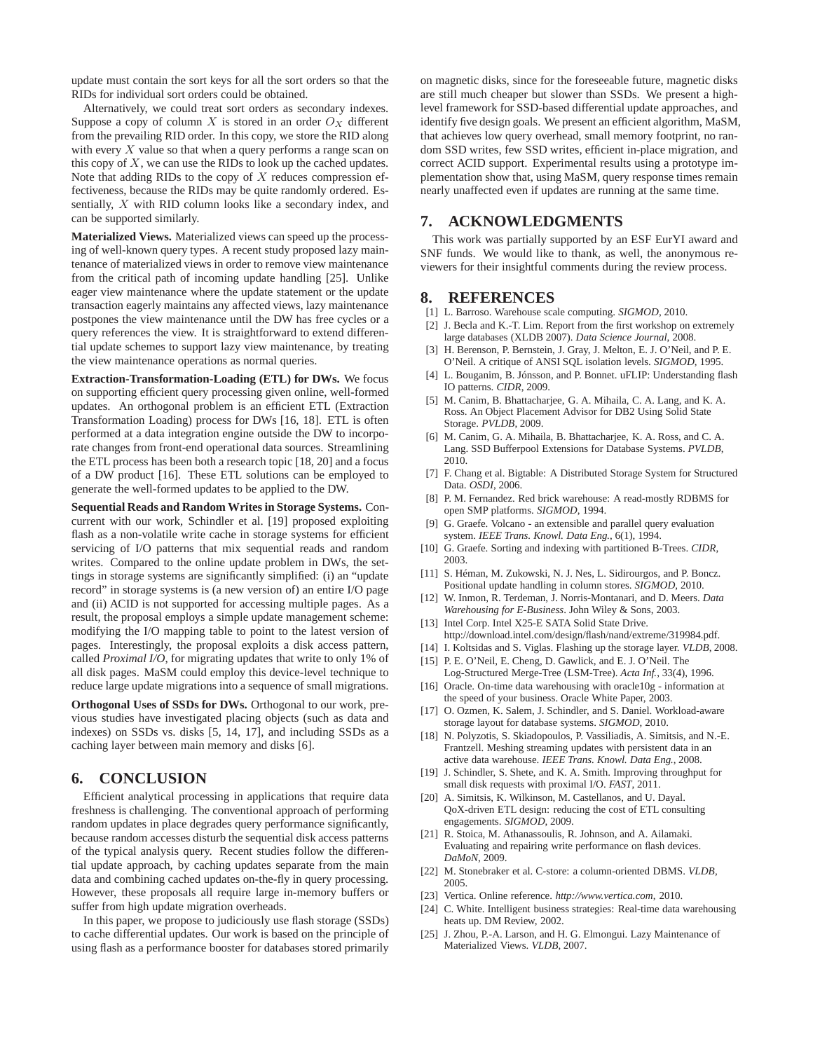update must contain the sort keys for all the sort orders so that the RIDs for individual sort orders could be obtained.

Alternatively, we could treat sort orders as secondary indexes. Suppose a copy of column $X$ is stored in an order $O_X$ different from the prevailing RID order. In this copy, we store the RID along with every $X$ value so that when a query performs a range scan on this copy of $X$, we can use the RIDs to look up the cached updates. Note that adding RIDs to the copy of $X$ reduces compression effectiveness, because the RIDs may be quite randomly ordered. Essentially, $X$ with RID column looks like a secondary index, and can be supported similarly.

**Materialized Views.** Materialized views can speed up the processing of well-known query types. A recent study proposed lazy maintenance of materialized views in order to remove view maintenance from the critical path of incoming update handling [25]. Unlike eager view maintenance where the update statement or the update transaction eagerly maintains any affected views, lazy maintenance postpones the view maintenance until the DW has free cycles or a query references the view. It is straightforward to extend differential update schemes to support lazy view maintenance, by treating the view maintenance operations as normal queries.

**Extraction-Transformation-Loading (ETL) for DWs.** We focus on supporting efficient query processing given online, well-formed updates. An orthogonal problem is an efficient ETL (Extraction Transformation Loading) process for DWs [16, 18]. ETL is often performed at a data integration engine outside the DW to incorporate changes from front-end operational data sources. Streamlining the ETL process has been both a research topic [18, 20] and a focus of a DW product [16]. These ETL solutions can be employed to generate the well-formed updates to be applied to the DW.

**Sequential Reads and Random Writes in Storage Systems.** Concurrent with our work, Schindler et al. [19] proposed exploiting flash as a non-volatile write cache in storage systems for efficient servicing of I/O patterns that mix sequential reads and random writes. Compared to the online update problem in DWs, the settings in storage systems are significantly simplified: (i) an "update record" in storage systems is (a new version of) an entire I/O page and (ii) ACID is not supported for accessing multiple pages. As a result, the proposal employs a simple update management scheme: modifying the I/O mapping table to point to the latest version of pages. Interestingly, the proposal exploits a disk access pattern, called *Proximal I/O*, for migrating updates that write to only 1% of all disk pages. MaSM could employ this device-level technique to reduce large update migrations into a sequence of small migrations.

**Orthogonal Uses of SSDs for DWs.** Orthogonal to our work, previous studies have investigated placing objects (such as data and indexes) on SSDs vs. disks [5, 14, 17], and including SSDs as a caching layer between main memory and disks [6].

## 6. CONCLUSION

Efficient analytical processing in applications that require data freshness is challenging. The conventional approach of performing random updates in place degrades query performance significantly, because random accesses disturb the sequential disk access patterns of the typical analysis query. Recent studies follow the differential update approach, by caching updates separate from the main data and combining cached updates on-the-fly in query processing. However, these proposals all require large in-memory buffers or suffer from high update migration overheads.

In this paper, we propose to judiciously use flash storage (SSDs) to cache differential updates. Our work is based on the principle of using flash as a performance booster for databases stored primarily on magnetic disks, since for the foreseeable future, magnetic disks are still much cheaper but slower than SSDs. We present a high-level framework for SSD-based differential update approaches, and identify five design goals. We present an efficient algorithm, MaSM, that achieves low query overhead, small memory footprint, no random SSD writes, few SSD writes, efficient in-place migration, and correct ACID support. Experimental results using a prototype implementation show that, using MaSM, query response times remain nearly unaffected even if updates are running at the same time.

## 7. ACKNOWLEDGMENTS

This work was partially supported by an ESF EurYI award and SNF funds. We would like to thank, as well, the anonymous reviewers for their insightful comments during the review process.

## 8. REFERENCES

[1] L. Barroso. Warehouse scale computing. *SIGMOD*, 2010.

[2] J. Becla and K.-T. Lim. Report from the first workshop on extremely large databases (XLDB 2007). *Data Science Journal*, 2008.

[3] H. Berenson, P. Bernstein, J. Gray, J. Melton, E. J. O'Neil, and P. E. O'Neil. A critique of ANSI SQL isolation levels. *SIGMOD*, 1995.

[4] L. Bouganim, B. Jónsson, and P. Bonnet. uFLIP: Understanding flash IO patterns. *CIDR*, 2009.

[5] M. Canim, B. Bhattacharjee, G. A. Mihaila, C. A. Lang, and K. A. Ross. An Object Placement Advisor for DB2 Using Solid State Storage. *PVLDB*, 2009.

[6] M. Canim, G. A. Mihaila, B. Bhattacharjee, K. A. Ross, and C. A. Lang. SSD Bufferpool Extensions for Database Systems. *PVLDB*, 2010.

[7] F. Chang et al. Bigtable: A Distributed Storage System for Structured Data. *OSDI*, 2006.

[8] P. M. Fernandez. Red brick warehouse: A read-mostly RDBMS for open SMP platforms. *SIGMOD*, 1994.

[9] G. Graefe. Volcano - an extensible and parallel query evaluation system. *IEEE Trans. Knowl. Data Eng.*, 6(1), 1994.

[10] G. Graefe. Sorting and indexing with partitioned B-Trees. *CIDR*, 2003.

[11] S. Héman, M. Zukowski, N. J. Nes, L. Sidirourgos, and P. Boncz. Positional update handling in column stores. *SIGMOD*, 2010.

[12] W. Inmon, R. Terdeman, J. Norris-Montanari, and D. Meers. *Data Warehousing for E-Business*. John Wiley & Sons, 2003.

[13] Intel Corp. Intel X25-E SATA Solid State Drive. http://download.intel.com/design/flash/nand/extreme/319984.pdf.

[14] I. Koltsidas and S. Viglas. Flashing up the storage layer. *VLDB*, 2008.

[15] P. E. O'Neil, E. Cheng, D. Gawlick, and E. J. O'Neil. The Log-Structured Merge-Tree (LSM-Tree). *Acta Inf.*, 33(4), 1996.

[16] Oracle. On-time data warehousing with oracle10g - information at the speed of your business. Oracle White Paper, 2003.

[17] O. Ozmen, K. Salem, J. Schindler, and S. Daniel. Workload-aware storage layout for database systems. *SIGMOD*, 2010.

[18] N. Polyzotis, S. Skiadopoulos, P. Vassiliadis, A. Simitsis, and N.-E. Frantzell. Meshing streaming updates with persistent data in an active data warehouse. *IEEE Trans. Knowl. Data Eng.*, 2008.

[19] J. Schindler, S. Shete, and K. A. Smith. Improving throughput for small disk requests with proximal I/O. *FAST*, 2011.

[20] A. Simitsis, K. Wilkinson, M. Castellanos, and U. Dayal. QoX-driven ETL design: reducing the cost of ETL consulting engagements. *SIGMOD*, 2009.

[21] R. Stoica, M. Athanassoulis, R. Johnson, and A. Ailamaki. Evaluating and repairing write performance on flash devices. *DaMoN*, 2009.

[22] M. Stonebraker et al. C-store: a column-oriented DBMS. *VLDB*, 2005.

[23] Vertica. Online reference. *http://www.vertica.com*, 2010.

[24] C. White. Intelligent business strategies: Real-time data warehousing heats up. DM Review, 2002.

[25] J. Zhou, P.-A. Larson, and H. G. Elmongui. Lazy Maintenance of Materialized Views. *VLDB*, 2007.